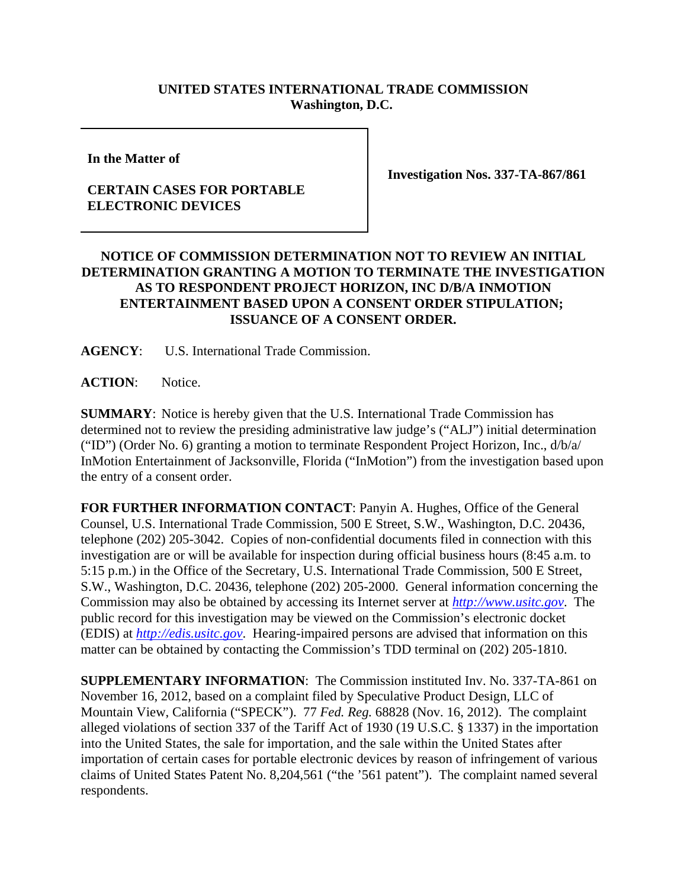**UNITED STATES INTERNATIONAL TRADE COMMISSION**
**Washington, D.C.**

| **In the Matter of**<br><br>**CERTAIN CASES FOR PORTABLE ELECTRONIC DEVICES** | **Investigation Nos. 337-TA-867/861** |
|---|---|

**NOTICE OF COMMISSION DETERMINATION NOT TO REVIEW AN INITIAL DETERMINATION GRANTING A MOTION TO TERMINATE THE INVESTIGATION AS TO RESPONDENT PROJECT HORIZON, INC D/B/A INMOTION ENTERTAINMENT BASED UPON A CONSENT ORDER STIPULATION; ISSUANCE OF A CONSENT ORDER.**

**AGENCY**: U.S. International Trade Commission.

**ACTION**: Notice.

**SUMMARY**: Notice is hereby given that the U.S. International Trade Commission has determined not to review the presiding administrative law judge's ("ALJ") initial determination ("ID") (Order No. 6) granting a motion to terminate Respondent Project Horizon, Inc., d/b/a/ InMotion Entertainment of Jacksonville, Florida ("InMotion") from the investigation based upon the entry of a consent order.

**FOR FURTHER INFORMATION CONTACT**: Panyin A. Hughes, Office of the General Counsel, U.S. International Trade Commission, 500 E Street, S.W., Washington, D.C. 20436, telephone (202) 205-3042. Copies of non-confidential documents filed in connection with this investigation are or will be available for inspection during official business hours (8:45 a.m. to 5:15 p.m.) in the Office of the Secretary, U.S. International Trade Commission, 500 E Street, S.W., Washington, D.C. 20436, telephone (202) 205-2000. General information concerning the Commission may also be obtained by accessing its Internet server at *http://www.usitc.gov*. The public record for this investigation may be viewed on the Commission's electronic docket (EDIS) at *http://edis.usitc.gov*. Hearing-impaired persons are advised that information on this matter can be obtained by contacting the Commission's TDD terminal on (202) 205-1810.

**SUPPLEMENTARY INFORMATION**: The Commission instituted Inv. No. 337-TA-861 on November 16, 2012, based on a complaint filed by Speculative Product Design, LLC of Mountain View, California ("SPECK"). 77 *Fed. Reg.* 68828 (Nov. 16, 2012). The complaint alleged violations of section 337 of the Tariff Act of 1930 (19 U.S.C. § 1337) in the importation into the United States, the sale for importation, and the sale within the United States after importation of certain cases for portable electronic devices by reason of infringement of various claims of United States Patent No. 8,204,561 ("the '561 patent"). The complaint named several respondents.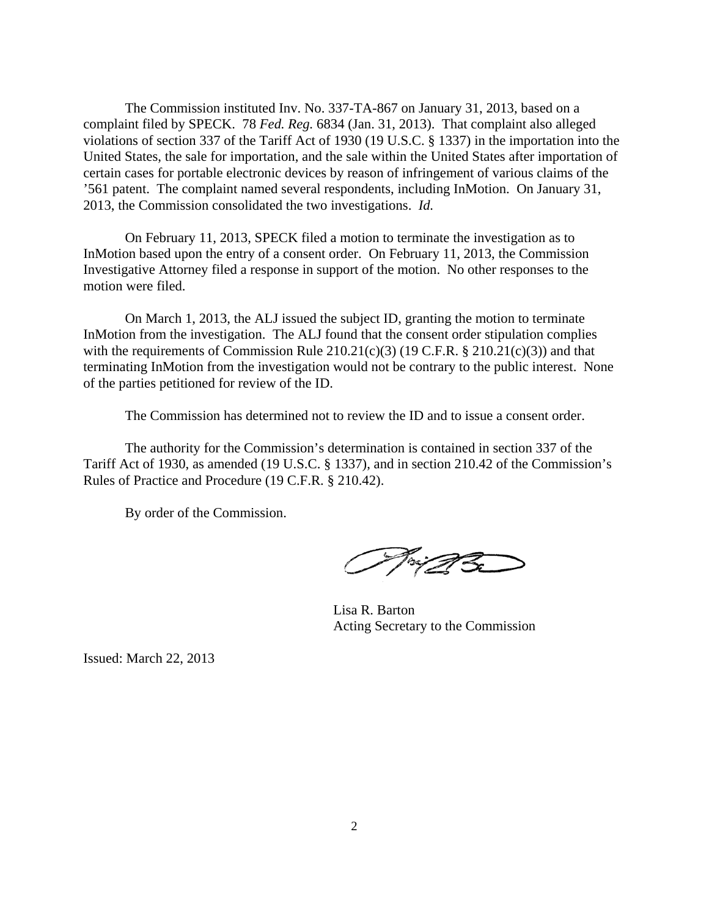The Commission instituted Inv. No. 337-TA-867 on January 31, 2013, based on a complaint filed by SPECK. 78 *Fed. Reg.* 6834 (Jan. 31, 2013). That complaint also alleged violations of section 337 of the Tariff Act of 1930 (19 U.S.C. § 1337) in the importation into the United States, the sale for importation, and the sale within the United States after importation of certain cases for portable electronic devices by reason of infringement of various claims of the '561 patent. The complaint named several respondents, including InMotion. On January 31, 2013, the Commission consolidated the two investigations. *Id.*

On February 11, 2013, SPECK filed a motion to terminate the investigation as to InMotion based upon the entry of a consent order. On February 11, 2013, the Commission Investigative Attorney filed a response in support of the motion. No other responses to the motion were filed.

On March 1, 2013, the ALJ issued the subject ID, granting the motion to terminate InMotion from the investigation. The ALJ found that the consent order stipulation complies with the requirements of Commission Rule 210.21(c)(3) (19 C.F.R. § 210.21(c)(3)) and that terminating InMotion from the investigation would not be contrary to the public interest. None of the parties petitioned for review of the ID.

The Commission has determined not to review the ID and to issue a consent order.

The authority for the Commission's determination is contained in section 337 of the Tariff Act of 1930, as amended (19 U.S.C. § 1337), and in section 210.42 of the Commission's Rules of Practice and Procedure (19 C.F.R. § 210.42).

By order of the Commission.

Lisa R. Barton
Acting Secretary to the Commission

Issued: March 22, 2013